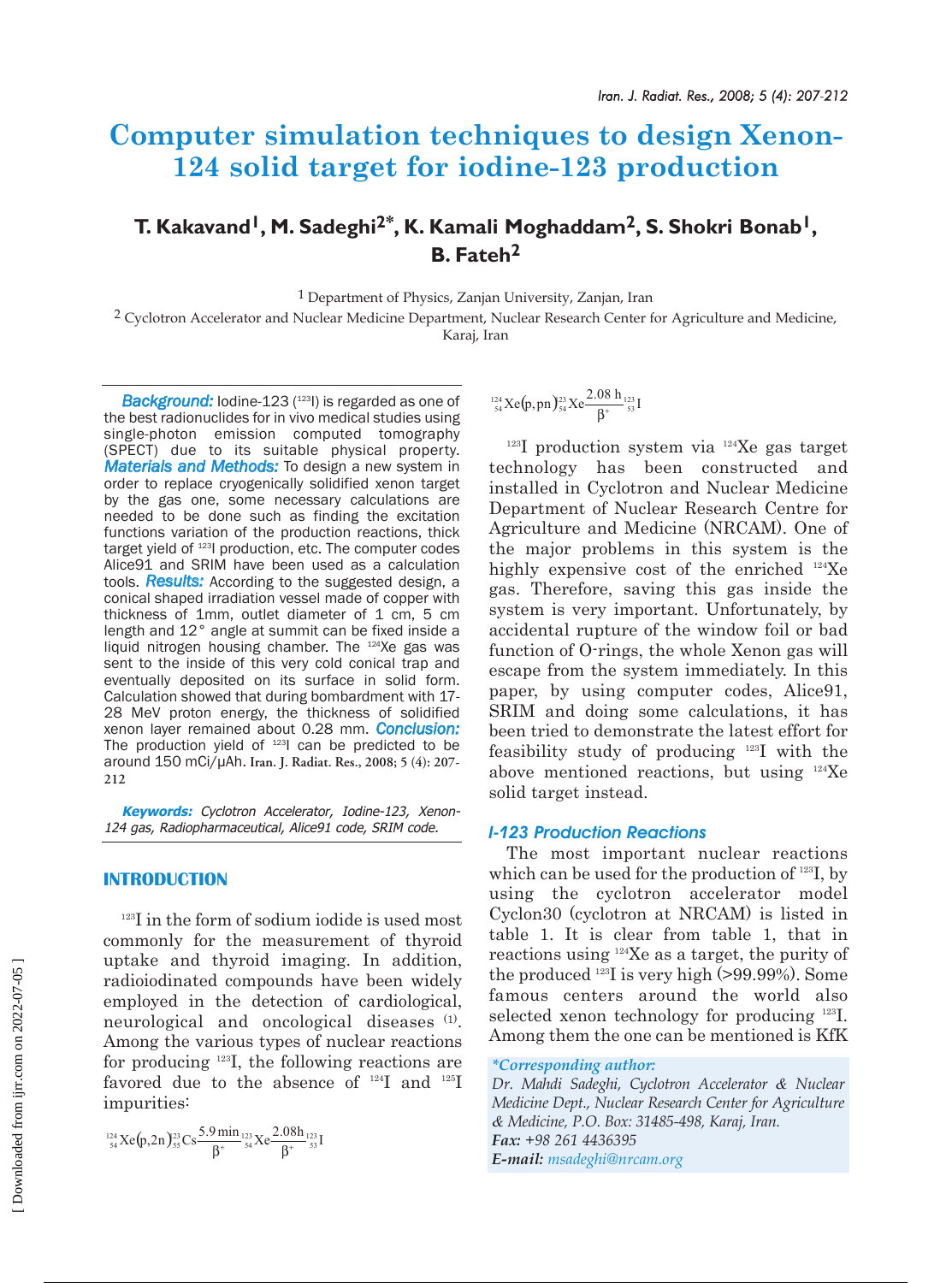# Computer simulation techniques to design Xenon-124 solid target for iodine-123 production

**T. Kakavand[1], M. Sadeghi[2*], K. Kamali Moghaddam[2], S. Shokri Bonab[1], B. Fateh[2]**

[1] Department of Physics, Zanjan University, Zanjan, Iran

[2] Cyclotron Accelerator and Nuclear Medicine Department, Nuclear Research Center for Agriculture and Medicine, Karaj, Iran

***Background:*** Iodine-123 ($^{123}$I) is regarded as one of the best radionuclides for in vivo medical studies using single-photon emission computed tomography (SPECT) due to its suitable physical property. ***Materials and Methods:*** To design a new system in order to replace cryogenically solidified xenon target by the gas one, some necessary calculations are needed to be done such as finding the excitation functions variation of the production reactions, thick target yield of $^{123}$I production, etc. The computer codes Alice91 and SRIM have been used as a calculation tools. ***Results:*** According to the suggested design, a conical shaped irradiation vessel made of copper with thickness of 1mm, outlet diameter of 1 cm, 5 cm length and 12° angle at summit can be fixed inside a liquid nitrogen housing chamber. The $^{124}$Xe gas was sent to the inside of this very cold conical trap and eventually deposited on its surface in solid form. Calculation showed that during bombardment with 17-28 MeV proton energy, the thickness of solidified xenon layer remained about 0.28 mm. ***Conclusion:*** The production yield of $^{123}$I can be predicted to be around 150 mCi/μAh. **Iran. J. Radiat. Res., 2008; 5 (4): 207-212**

***Keywords:*** *Cyclotron Accelerator, Iodine-123, Xenon-124 gas, Radiopharmaceutical, Alice91 code, SRIM code.*

## INTRODUCTION

$^{123}$I in the form of sodium iodide is used most commonly for the measurement of thyroid uptake and thyroid imaging. In addition, radioiodinated compounds have been widely employed in the detection of cardiological, neurological and oncological diseases [1]. Among the various types of nuclear reactions for producing $^{123}$I, the following reactions are favored due to the absence of $^{124}$I and $^{125}$I impurities:

$$^{124}_{54}\text{Xe}(p,2n)^{123}_{55}\text{Cs}\xrightarrow[\beta^+]{5.9\,\text{min}}\,^{123}_{54}\text{Xe}\xrightarrow[\beta^+]{2.08\text{h}}\,^{123}_{53}\text{I}$$

$$^{124}_{54}\text{Xe}(p,pn)^{123}_{54}\text{Xe}\xrightarrow[\beta^+]{2.08\text{ h}}\,^{123}_{53}\text{I}$$

$^{123}$I production system via $^{124}$Xe gas target technology has been constructed and installed in Cyclotron and Nuclear Medicine Department of Nuclear Research Centre for Agriculture and Medicine (NRCAM). One of the major problems in this system is the highly expensive cost of the enriched $^{124}$Xe gas. Therefore, saving this gas inside the system is very important. Unfortunately, by accidental rupture of the window foil or bad function of O-rings, the whole Xenon gas will escape from the system immediately. In this paper, by using computer codes, Alice91, SRIM and doing some calculations, it has been tried to demonstrate the latest effort for feasibility study of producing $^{123}$I with the above mentioned reactions, but using $^{124}$Xe solid target instead.

### I-123 Production Reactions

The most important nuclear reactions which can be used for the production of $^{123}$I, by using the cyclotron accelerator model Cyclon30 (cyclotron at NRCAM) is listed in table 1. It is clear from table 1, that in reactions using $^{124}$Xe as a target, the purity of the produced $^{123}$I is very high (>99.99%). Some famous centers around the world also selected xenon technology for producing $^{123}$I. Among them the one can be mentioned is KfK

**\*Corresponding author:**
*Dr. Mahdi Sadeghi, Cyclotron Accelerator & Nuclear Medicine Dept., Nuclear Research Center for Agriculture & Medicine, P.O. Box: 31485-498, Karaj, Iran.*
***Fax:*** *+98 261 4436395*
***E-mail:*** *msadeghi@nrcam.org*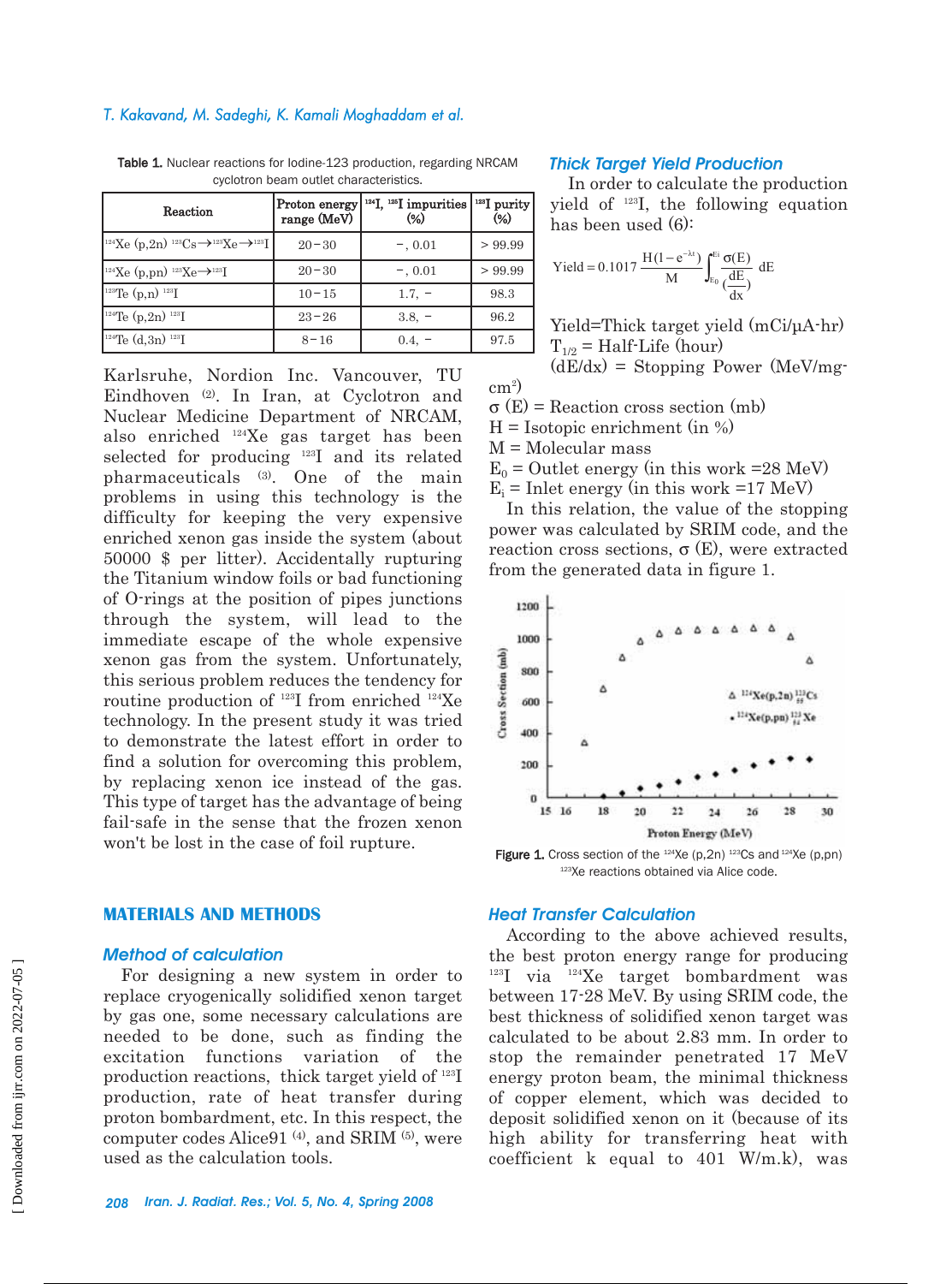Table 1. Nuclear reactions for Iodine-123 production, regarding NRCAM cyclotron beam outlet characteristics.

| Reaction | Proton energy range (MeV) | $^{124}$I, $^{125}$I impurities (%) | $^{123}$I purity (%) |
|---|---|---|---|
| $^{124}Xe\ (p,2n)\ ^{123}Cs \rightarrow ^{123}Xe \rightarrow ^{123}I$ | 20−30 | −, 0.01 | > 99.99 |
| $^{124}Xe\ (p,pn)\ ^{123}Xe \rightarrow ^{123}I$ | 20−30 | −, 0.01 | > 99.99 |
| $^{123}Te\ (p,n)\ ^{123}I$ | 10−15 | 1.7, − | 98.3 |
| $^{124}Te\ (p,2n)\ ^{123}I$ | 23−26 | 3.8, − | 96.2 |
| $^{124}Te\ (d,3n)\ ^{123}I$ | 8−16 | 0.4, − | 97.5 |

Karlsruhe, Nordion Inc. Vancouver, TU Eindhoven [2]. In Iran, at Cyclotron and Nuclear Medicine Department of NRCAM, also enriched $^{124}$Xe gas target has been selected for producing $^{123}$I and its related pharmaceuticals [3]. One of the main problems in using this technology is the difficulty for keeping the very expensive enriched xenon gas inside the system (about 50000 $ per litter). Accidentally rupturing the Titanium window foils or bad functioning of O-rings at the position of pipes junctions through the system, will lead to the immediate escape of the whole expensive xenon gas from the system. Unfortunately, this serious problem reduces the tendency for routine production of $^{123}$I from enriched $^{124}$Xe technology. In the present study it was tried to demonstrate the latest effort in order to find a solution for overcoming this problem, by replacing xenon ice instead of the gas. This type of target has the advantage of being fail-safe in the sense that the frozen xenon won't be lost in the case of foil rupture.

## MATERIALS AND METHODS

### *Method of calculation*

For designing a new system in order to replace cryogenically solidified xenon target by gas one, some necessary calculations are needed to be done, such as finding the excitation functions variation of the production reactions, thick target yield of $^{123}$I production, rate of heat transfer during proton bombardment, etc. In this respect, the computer codes Alice91 [4], and SRIM [5], were used as the calculation tools.

### *Thick Target Yield Production*

In order to calculate the production yield of $^{123}$I, the following equation has been used (6):

$$\text{Yield} = 0.1017\,\frac{H(1-e^{-\lambda t})}{M}\int_{E_0}^{E_i}\frac{\sigma(E)}{\left(\frac{dE}{dx}\right)}\,dE$$

Yield=Thick target yield (mCi/µA-hr)
$T_{1/2}$ = Half-Life (hour)
(dE/dx) = Stopping Power (MeV/mg-cm$^2$)
σ (E) = Reaction cross section (mb)
H = Isotopic enrichment (in %)
M = Molecular mass
$E_0$ = Outlet energy (in this work =28 MeV)
$E_i$ = Inlet energy (in this work =17 MeV)

In this relation, the value of the stopping power was calculated by SRIM code, and the reaction cross sections, σ (E), were extracted from the generated data in figure 1.

Figure 1. Cross section of the $^{124}Xe\ (p,2n)\ ^{123}Cs$ and $^{124}Xe\ (p,pn)\ ^{123}Xe$ reactions obtained via Alice code.

### *Heat Transfer Calculation*

According to the above achieved results, the best proton energy range for producing $^{123}$I via $^{124}$Xe target bombardment was between 17-28 MeV. By using SRIM code, the best thickness of solidified xenon target was calculated to be about 2.83 mm. In order to stop the remainder penetrated 17 MeV energy proton beam, the minimal thickness of copper element, which was decided to deposit solidified xenon on it (because of its high ability for transferring heat with coefficient k equal to 401 W/m.k), was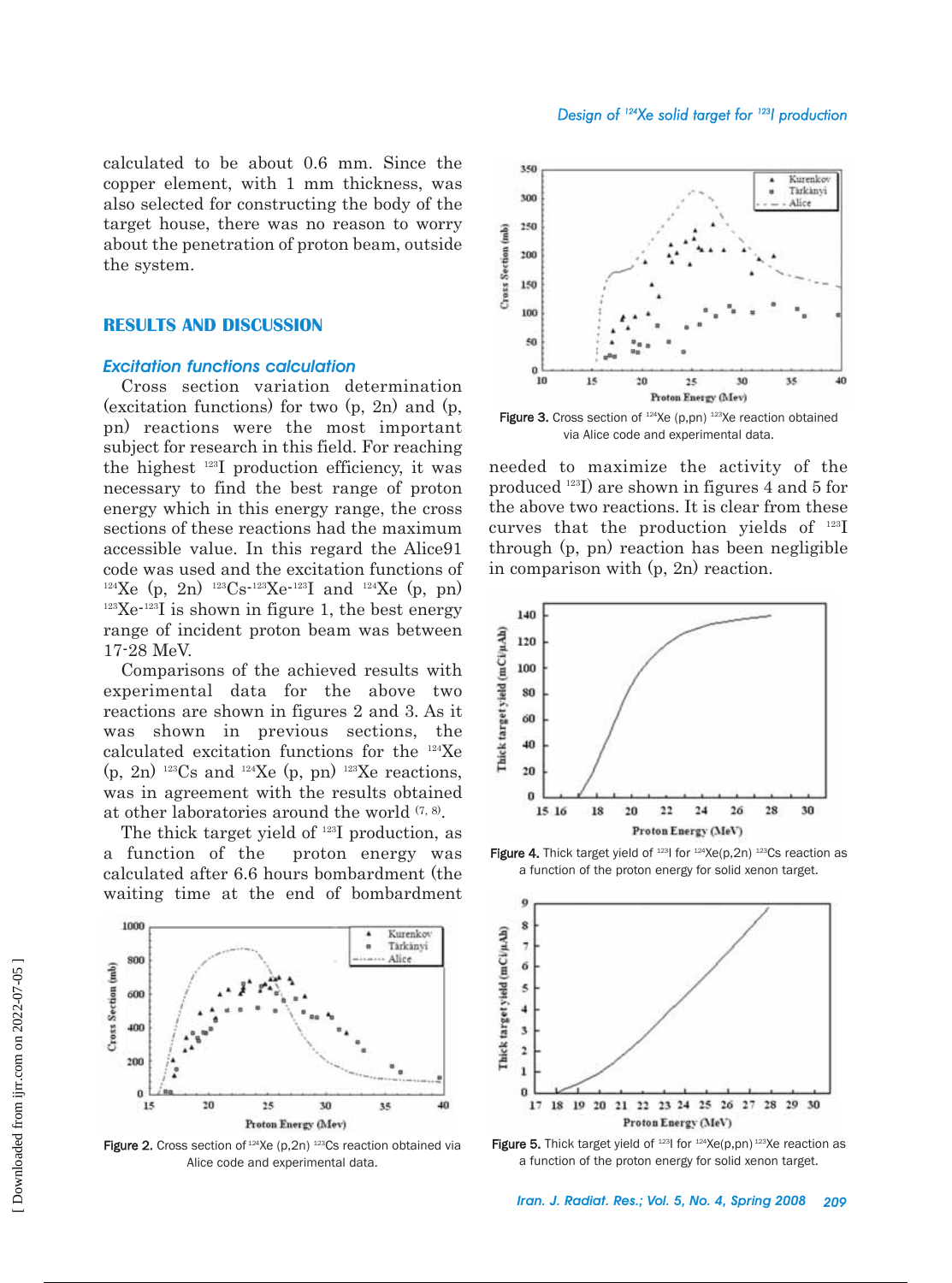calculated to be about 0.6 mm. Since the copper element, with 1 mm thickness, was also selected for constructing the body of the target house, there was no reason to worry about the penetration of proton beam, outside the system.

## RESULTS AND DISCUSSION

### *Excitation functions calculation*

Cross section variation determination (excitation functions) for two (p, 2n) and (p, pn) reactions were the most important subject for research in this field. For reaching the highest $^{123}$I production efficiency, it was necessary to find the best range of proton energy which in this energy range, the cross sections of these reactions had the maximum accessible value. In this regard the Alice91 code was used and the excitation functions of $^{124}$Xe (p, 2n) $^{123}$Cs-$^{123}$Xe-$^{123}$I and $^{124}$Xe (p, pn) $^{123}$Xe-$^{123}$I is shown in figure 1, the best energy range of incident proton beam was between 17-28 MeV.

Comparisons of the achieved results with experimental data for the above two reactions are shown in figures 2 and 3. As it was shown in previous sections, the calculated excitation functions for the $^{124}$Xe (p, 2n) $^{123}$Cs and $^{124}$Xe (p, pn) $^{123}$Xe reactions, was in agreement with the results obtained at other laboratories around the world [7, 8].

The thick target yield of $^{123}$I production, as a function of the proton energy was calculated after 6.6 hours bombardment (the waiting time at the end of bombardment needed to maximize the activity of the produced $^{123}$I) are shown in figures 4 and 5 for the above two reactions. It is clear from these curves that the production yields of $^{123}$I through (p, pn) reaction has been negligible in comparison with (p, 2n) reaction.

**Figure 2.** Cross section of $^{124}$Xe (p,2n) $^{123}$Cs reaction obtained via Alice code and experimental data.

**Figure 3.** Cross section of $^{124}$Xe (p,pn) $^{123}$Xe reaction obtained via Alice code and experimental data.

**Figure 4.** Thick target yield of $^{123}$I for $^{124}$Xe(p,2n) $^{123}$Cs reaction as a function of the proton energy for solid xenon target.

**Figure 5.** Thick target yield of $^{123}$I for $^{124}$Xe(p,pn) $^{123}$Xe reaction as a function of the proton energy for solid xenon target.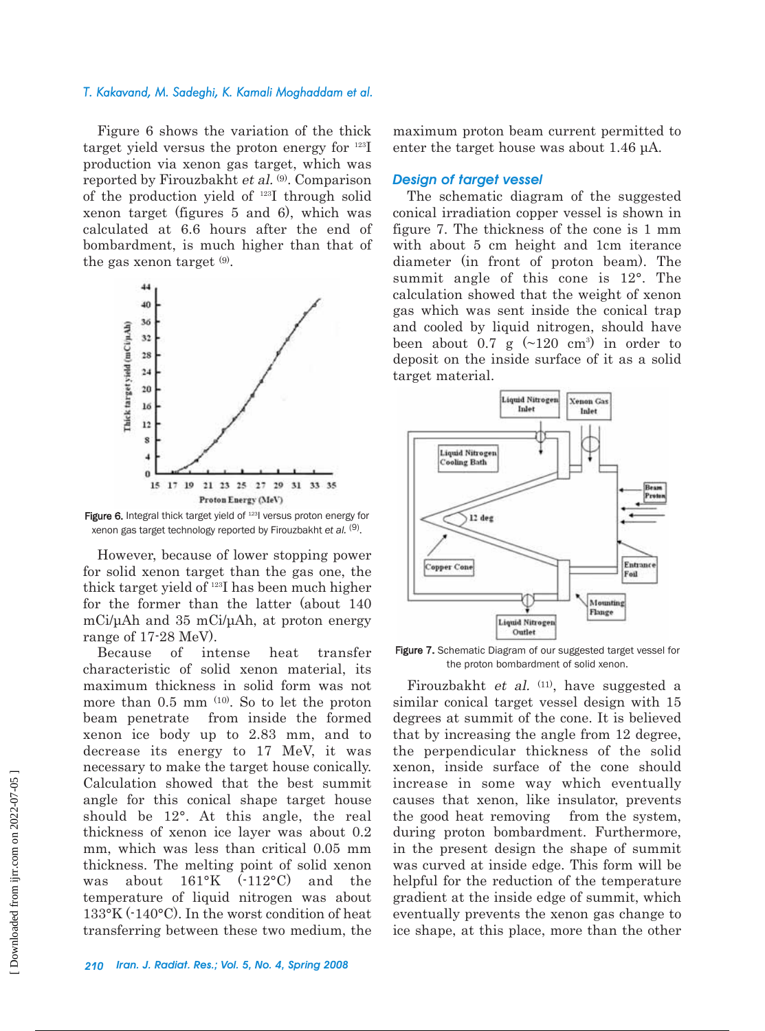Figure 6 shows the variation of the thick target yield versus the proton energy for $^{123}$I production via xenon gas target, which was reported by Firouzbakht *et al.* [9]. Comparison of the production yield of $^{123}$I through solid xenon target (figures 5 and 6), which was calculated at 6.6 hours after the end of bombardment, is much higher than that of the gas xenon target [9].

**Figure 6.** Integral thick target yield of $^{123}$I versus proton energy for xenon gas target technology reported by Firouzbakht *et al.* [9].

However, because of lower stopping power for solid xenon target than the gas one, the thick target yield of $^{123}$I has been much higher for the former than the latter (about 140 mCi/µAh and 35 mCi/µAh, at proton energy range of 17-28 MeV).

Because of intense heat transfer characteristic of solid xenon material, its maximum thickness in solid form was not more than 0.5 mm [10]. So to let the proton beam penetrate from inside the formed xenon ice body up to 2.83 mm, and to decrease its energy to 17 MeV, it was necessary to make the target house conically. Calculation showed that the best summit angle for this conical shape target house should be 12°. At this angle, the real thickness of xenon ice layer was about 0.2 mm, which was less than critical 0.05 mm thickness. The melting point of solid xenon was about 161°K (-112°C) and the temperature of liquid nitrogen was about 133°K (-140°C). In the worst condition of heat transferring between these two medium, the maximum proton beam current permitted to enter the target house was about 1.46 µA.

### *Design of target vessel*

The schematic diagram of the suggested conical irradiation copper vessel is shown in figure 7. The thickness of the cone is 1 mm with about 5 cm height and 1cm iterance diameter (in front of proton beam). The summit angle of this cone is 12°. The calculation showed that the weight of xenon gas which was sent inside the conical trap and cooled by liquid nitrogen, should have been about 0.7 g (~120 cm$^3$) in order to deposit on the inside surface of it as a solid target material.

**Figure 7.** Schematic Diagram of our suggested target vessel for the proton bombardment of solid xenon.

Firouzbakht *et al.* [11], have suggested a similar conical target vessel design with 15 degrees at summit of the cone. It is believed that by increasing the angle from 12 degree, the perpendicular thickness of the solid xenon, inside surface of the cone should increase in some way which eventually causes that xenon, like insulator, prevents the good heat removing from the system, during proton bombardment. Furthermore, in the present design the shape of summit was curved at inside edge. This form will be helpful for the reduction of the temperature gradient at the inside edge of summit, which eventually prevents the xenon gas change to ice shape, at this place, more than the other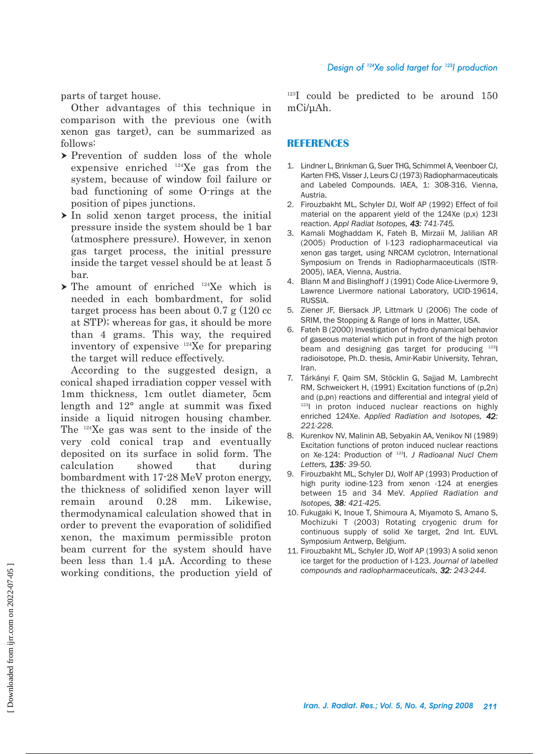parts of target house.

Other advantages of this technique in comparison with the previous one (with xenon gas target), can be summarized as follows:

- Prevention of sudden loss of the whole expensive enriched $^{124}$Xe gas from the system, because of window foil failure or bad functioning of some O-rings at the position of pipes junctions.
- In solid xenon target process, the initial pressure inside the system should be 1 bar (atmosphere pressure). However, in xenon gas target process, the initial pressure inside the target vessel should be at least 5 bar.
- The amount of enriched $^{124}$Xe which is needed in each bombardment, for solid target process has been about 0.7 g (120 cc at STP); whereas for gas, it should be more than 4 grams. This way, the required inventory of expensive $^{124}$Xe for preparing the target will reduce effectively.

According to the suggested design, a conical shaped irradiation copper vessel with 1mm thickness, 1cm outlet diameter, 5cm length and 12° angle at summit was fixed inside a liquid nitrogen housing chamber. The $^{124}$Xe gas was sent to the inside of the very cold conical trap and eventually deposited on its surface in solid form. The calculation showed that during bombardment with 17-28 MeV proton energy, the thickness of solidified xenon layer will remain around 0.28 mm. Likewise, thermodynamical calculation showed that in order to prevent the evaporation of solidified xenon, the maximum permissible proton beam current for the system should have been less than 1.4 µA. According to these working conditions, the production yield of $^{123}$I could be predicted to be around 150 mCi/µAh.

## REFERENCES

1. Lindner L, Brinkman G, Suer THG, Schimmel A, Veenboer CJ, Karten FHS, Visser J, Leurs CJ (1973) Radiopharmaceuticals and Labeled Compounds. IAEA, 1: 308-316, Vienna, Austria.
2. Firouzbakht ML, Schyler DJ, Wolf AP (1992) Effect of foil material on the apparent yield of the 124Xe (p,x) 123I reaction. *Appl Radiat Isotopes, **43**: 741-745.*
3. Kamali Moghaddam K, Fateh B, Mirzaii M, Jalilian AR (2005) Production of I-123 radiopharmaceutical via xenon gas target, using NRCAM cyclotron, International Symposium on Trends in Radiopharmaceuticals (ISTR-2005), IAEA, Vienna, Austria.
4. Blann M and Bislinghoff J (1991) Code Alice-Livermore 9, Lawrence Livermore national Laboratory, UCID-19614, RUSSIA.
5. Ziener JF, Biersack JP, Littmark U (2006) The code of SRIM, the Stopping & Range of Ions in Matter, USA.
6. Fateh B (2000) Investigation of hydro dynamical behavior of gaseous material which put in front of the high proton beam and designing gas target for producing $^{123}$I radioisotope, Ph.D. thesis, Amir-Kabir University, Tehran, Iran.
7. Tárkányi F, Qaim SM, Stöcklin G, Sajjad M, Lambrecht RM, Schweickert H, (1991) Excitation functions of (p,2n) and (p,pn) reactions and differential and integral yield of $^{123}$I in proton induced nuclear reactions on highly enriched 124Xe. *Applied Radiation and Isotopes, **42**: 221-228.*
8. Kurenkov NV, Malinin AB, Sebyakin AA, Venikov NI (1989) Excitation functions of proton induced nuclear reactions on Xe-124: Production of $^{123}$I. *J Radioanal Nucl Chem Letters, **135**: 39-50.*
9. Firouzbakht ML, Schyler DJ, Wolf AP (1993) Production of high purity iodine-123 from xenon -124 at energies between 15 and 34 MeV. *Applied Radiation and Isotopes, **38**: 421-425.*
10. Fukugaki K, Inoue T, Shimoura A, Miyamoto S, Amano S, Mochizuki T (2003) Rotating cryogenic drum for continuous supply of solid Xe target, 2nd Int. EUVL Symposium Antwerp, Belgium.
11. Firouzbakht ML, Schyler JD, Wolf AP (1993) A solid xenon ice target for the production of I-123. *Journal of labelled compounds and radiopharmaceuticals, **32**: 243-244.*